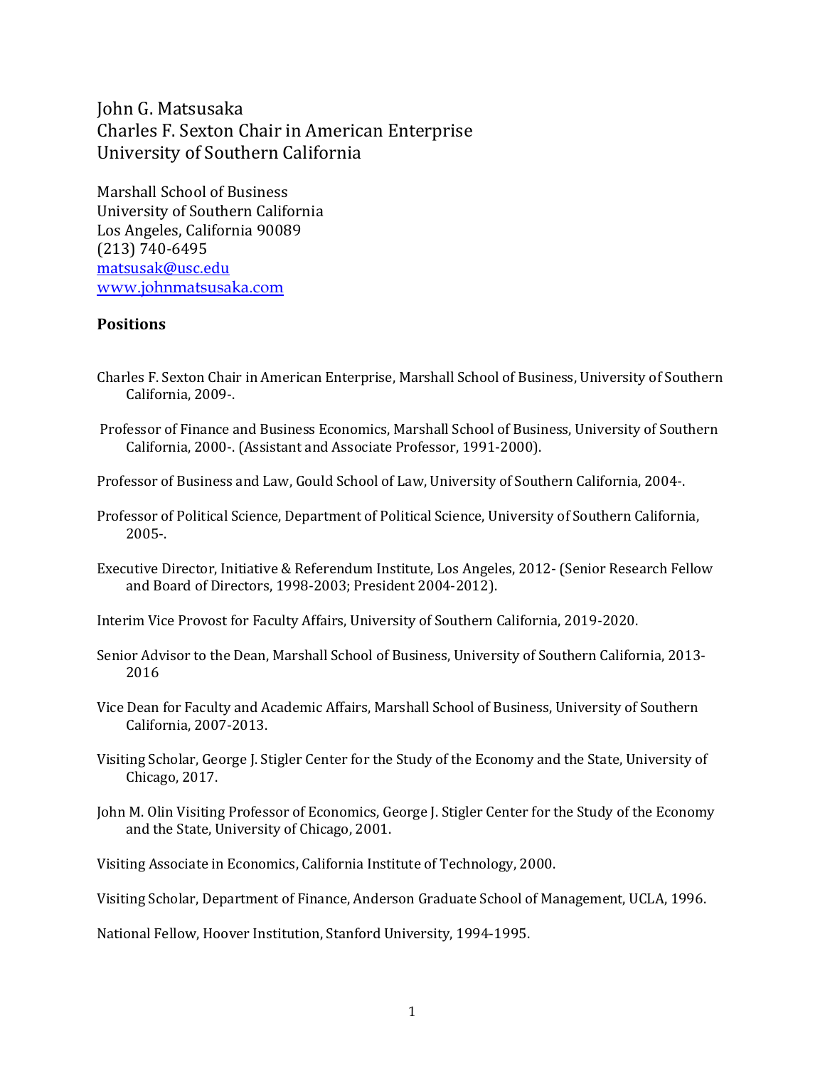# John G. Matsusaka
# Charles F. Sexton Chair in American Enterprise
# University of Southern California

Marshall School of Business
University of Southern California
Los Angeles, California 90089
(213) 740-6495
matsusak@usc.edu
www.johnmatsusaka.com

## Positions

Charles F. Sexton Chair in American Enterprise, Marshall School of Business, University of Southern California, 2009-.

Professor of Finance and Business Economics, Marshall School of Business, University of Southern California, 2000-. (Assistant and Associate Professor, 1991-2000).

Professor of Business and Law, Gould School of Law, University of Southern California, 2004-.

Professor of Political Science, Department of Political Science, University of Southern California, 2005-.

Executive Director, Initiative & Referendum Institute, Los Angeles, 2012- (Senior Research Fellow and Board of Directors, 1998-2003; President 2004-2012).

Interim Vice Provost for Faculty Affairs, University of Southern California, 2019-2020.

Senior Advisor to the Dean, Marshall School of Business, University of Southern California, 2013-2016

Vice Dean for Faculty and Academic Affairs, Marshall School of Business, University of Southern California, 2007-2013.

Visiting Scholar, George J. Stigler Center for the Study of the Economy and the State, University of Chicago, 2017.

John M. Olin Visiting Professor of Economics, George J. Stigler Center for the Study of the Economy and the State, University of Chicago, 2001.

Visiting Associate in Economics, California Institute of Technology, 2000.

Visiting Scholar, Department of Finance, Anderson Graduate School of Management, UCLA, 1996.

National Fellow, Hoover Institution, Stanford University, 1994-1995.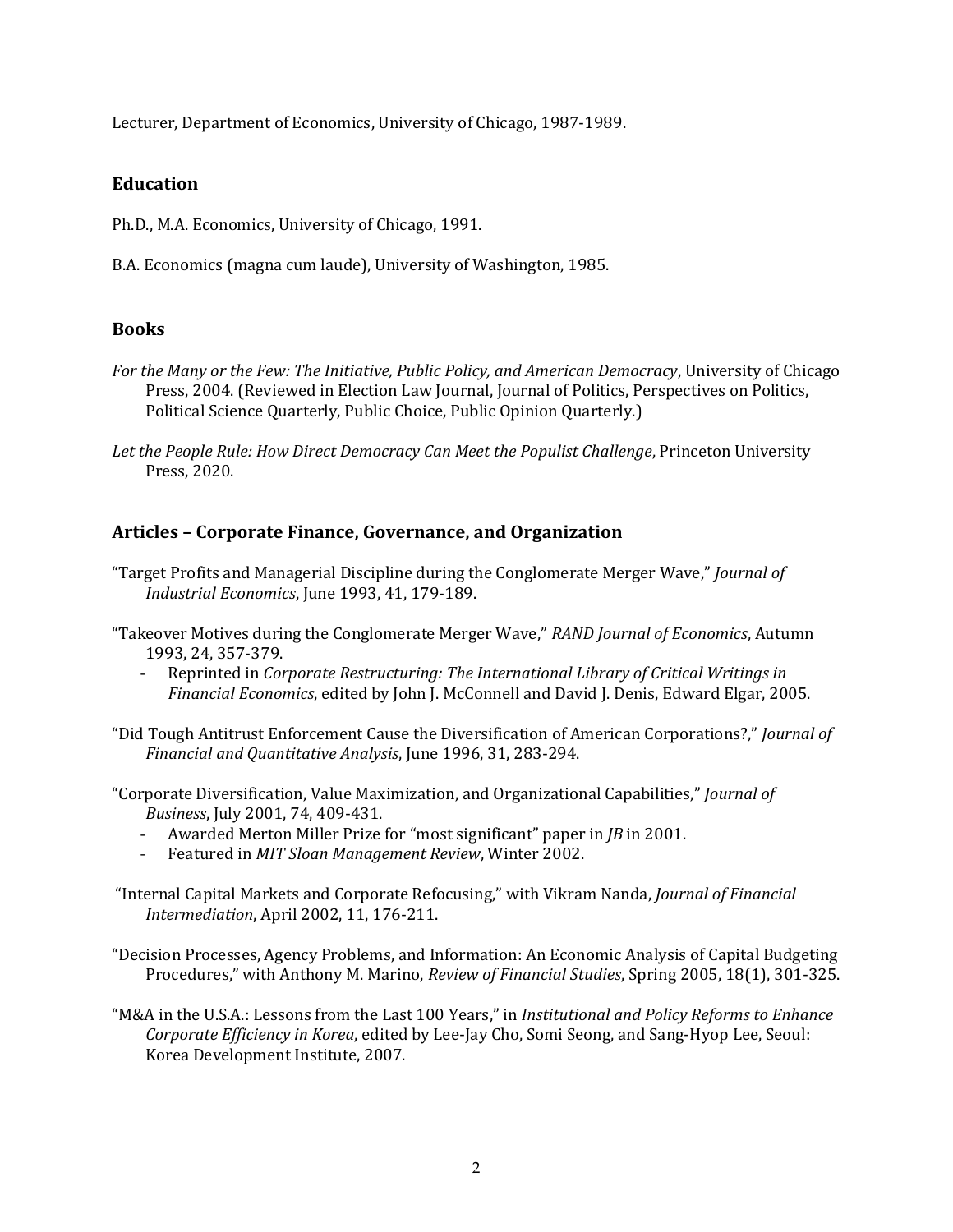Lecturer, Department of Economics, University of Chicago, 1987-1989.

## Education

Ph.D., M.A. Economics, University of Chicago, 1991.

B.A. Economics (magna cum laude), University of Washington, 1985.

## Books

*For the Many or the Few: The Initiative, Public Policy, and American Democracy*, University of Chicago Press, 2004. (Reviewed in Election Law Journal, Journal of Politics, Perspectives on Politics, Political Science Quarterly, Public Choice, Public Opinion Quarterly.)

*Let the People Rule: How Direct Democracy Can Meet the Populist Challenge*, Princeton University Press, 2020.

## Articles – Corporate Finance, Governance, and Organization

"Target Profits and Managerial Discipline during the Conglomerate Merger Wave," *Journal of Industrial Economics*, June 1993, 41, 179-189.

"Takeover Motives during the Conglomerate Merger Wave," *RAND Journal of Economics*, Autumn 1993, 24, 357-379.
- Reprinted in *Corporate Restructuring: The International Library of Critical Writings in Financial Economics*, edited by John J. McConnell and David J. Denis, Edward Elgar, 2005.

"Did Tough Antitrust Enforcement Cause the Diversification of American Corporations?," *Journal of Financial and Quantitative Analysis*, June 1996, 31, 283-294.

"Corporate Diversification, Value Maximization, and Organizational Capabilities," *Journal of Business*, July 2001, 74, 409-431.
- Awarded Merton Miller Prize for "most significant" paper in *JB* in 2001.
- Featured in *MIT Sloan Management Review*, Winter 2002.

"Internal Capital Markets and Corporate Refocusing," with Vikram Nanda, *Journal of Financial Intermediation*, April 2002, 11, 176-211.

"Decision Processes, Agency Problems, and Information: An Economic Analysis of Capital Budgeting Procedures," with Anthony M. Marino, *Review of Financial Studies*, Spring 2005, 18(1), 301-325.

"M&A in the U.S.A.: Lessons from the Last 100 Years," in *Institutional and Policy Reforms to Enhance Corporate Efficiency in Korea*, edited by Lee-Jay Cho, Somi Seong, and Sang-Hyop Lee, Seoul: Korea Development Institute, 2007.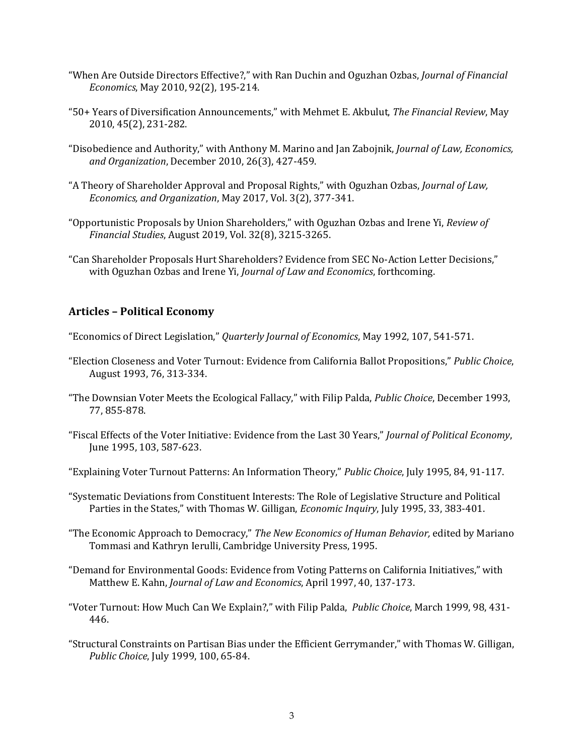"When Are Outside Directors Effective?," with Ran Duchin and Oguzhan Ozbas, *Journal of Financial Economics*, May 2010, 92(2), 195-214.

"50+ Years of Diversification Announcements," with Mehmet E. Akbulut, *The Financial Review*, May 2010, 45(2), 231-282.

"Disobedience and Authority," with Anthony M. Marino and Jan Zabojnik, *Journal of Law, Economics, and Organization*, December 2010, 26(3), 427-459.

"A Theory of Shareholder Approval and Proposal Rights," with Oguzhan Ozbas, *Journal of Law, Economics, and Organization*, May 2017, Vol. 3(2), 377-341.

"Opportunistic Proposals by Union Shareholders," with Oguzhan Ozbas and Irene Yi, *Review of Financial Studies*, August 2019, Vol. 32(8), 3215-3265.

"Can Shareholder Proposals Hurt Shareholders? Evidence from SEC No-Action Letter Decisions," with Oguzhan Ozbas and Irene Yi, *Journal of Law and Economics*, forthcoming.

## Articles – Political Economy

"Economics of Direct Legislation," *Quarterly Journal of Economics*, May 1992, 107, 541-571.

"Election Closeness and Voter Turnout: Evidence from California Ballot Propositions," *Public Choice*, August 1993, 76, 313-334.

"The Downsian Voter Meets the Ecological Fallacy," with Filip Palda, *Public Choice*, December 1993, 77, 855-878.

"Fiscal Effects of the Voter Initiative: Evidence from the Last 30 Years," *Journal of Political Economy*, June 1995, 103, 587-623.

"Explaining Voter Turnout Patterns: An Information Theory," *Public Choice*, July 1995, 84, 91-117.

"Systematic Deviations from Constituent Interests: The Role of Legislative Structure and Political Parties in the States," with Thomas W. Gilligan, *Economic Inquiry*, July 1995, 33, 383-401.

"The Economic Approach to Democracy," *The New Economics of Human Behavior,* edited by Mariano Tommasi and Kathryn Ierulli, Cambridge University Press, 1995.

"Demand for Environmental Goods: Evidence from Voting Patterns on California Initiatives," with Matthew E. Kahn, *Journal of Law and Economics*, April 1997, 40, 137-173.

"Voter Turnout: How Much Can We Explain?," with Filip Palda, *Public Choice*, March 1999, 98, 431-446.

"Structural Constraints on Partisan Bias under the Efficient Gerrymander," with Thomas W. Gilligan, *Public Choice*, July 1999, 100, 65-84.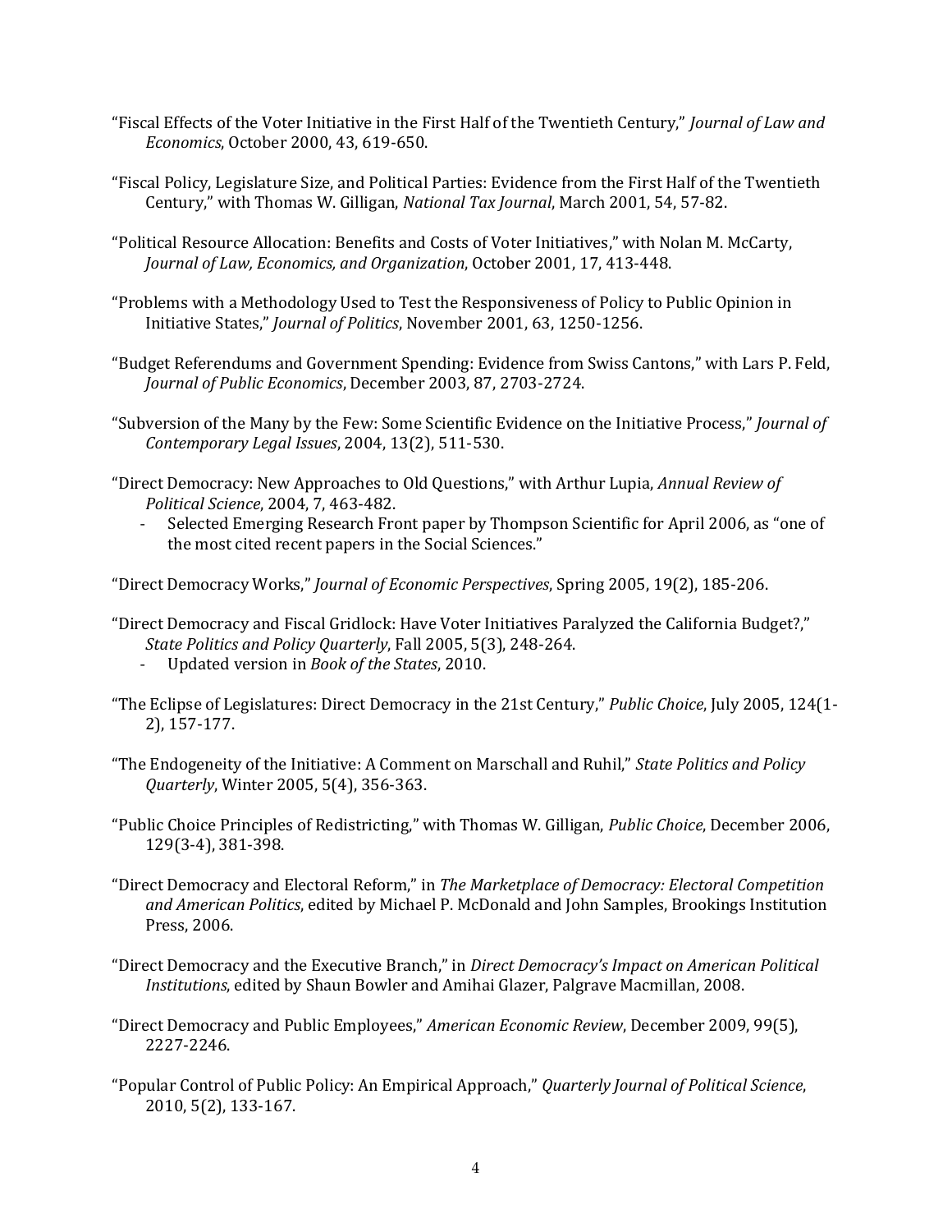"Fiscal Effects of the Voter Initiative in the First Half of the Twentieth Century," *Journal of Law and Economics*, October 2000, 43, 619-650.

"Fiscal Policy, Legislature Size, and Political Parties: Evidence from the First Half of the Twentieth Century," with Thomas W. Gilligan, *National Tax Journal*, March 2001, 54, 57-82.

"Political Resource Allocation: Benefits and Costs of Voter Initiatives," with Nolan M. McCarty, *Journal of Law, Economics, and Organization*, October 2001, 17, 413-448.

"Problems with a Methodology Used to Test the Responsiveness of Policy to Public Opinion in Initiative States," *Journal of Politics*, November 2001, 63, 1250-1256.

"Budget Referendums and Government Spending: Evidence from Swiss Cantons," with Lars P. Feld, *Journal of Public Economics*, December 2003, 87, 2703-2724.

"Subversion of the Many by the Few: Some Scientific Evidence on the Initiative Process," *Journal of Contemporary Legal Issues*, 2004, 13(2), 511-530.

"Direct Democracy: New Approaches to Old Questions," with Arthur Lupia, *Annual Review of Political Science*, 2004, 7, 463-482.

- Selected Emerging Research Front paper by Thompson Scientific for April 2006, as "one of the most cited recent papers in the Social Sciences."

"Direct Democracy Works," *Journal of Economic Perspectives*, Spring 2005, 19(2), 185-206.

"Direct Democracy and Fiscal Gridlock: Have Voter Initiatives Paralyzed the California Budget?," *State Politics and Policy Quarterly*, Fall 2005, 5(3), 248-264.

- Updated version in *Book of the States*, 2010.

"The Eclipse of Legislatures: Direct Democracy in the 21st Century," *Public Choice*, July 2005, 124(1-2), 157-177.

"The Endogeneity of the Initiative: A Comment on Marschall and Ruhil," *State Politics and Policy Quarterly*, Winter 2005, 5(4), 356-363.

"Public Choice Principles of Redistricting," with Thomas W. Gilligan, *Public Choice*, December 2006, 129(3-4), 381-398.

"Direct Democracy and Electoral Reform," in *The Marketplace of Democracy: Electoral Competition and American Politics*, edited by Michael P. McDonald and John Samples, Brookings Institution Press, 2006.

"Direct Democracy and the Executive Branch," in *Direct Democracy's Impact on American Political Institutions*, edited by Shaun Bowler and Amihai Glazer, Palgrave Macmillan, 2008.

"Direct Democracy and Public Employees," *American Economic Review*, December 2009, 99(5), 2227-2246.

"Popular Control of Public Policy: An Empirical Approach," *Quarterly Journal of Political Science*, 2010, 5(2), 133-167.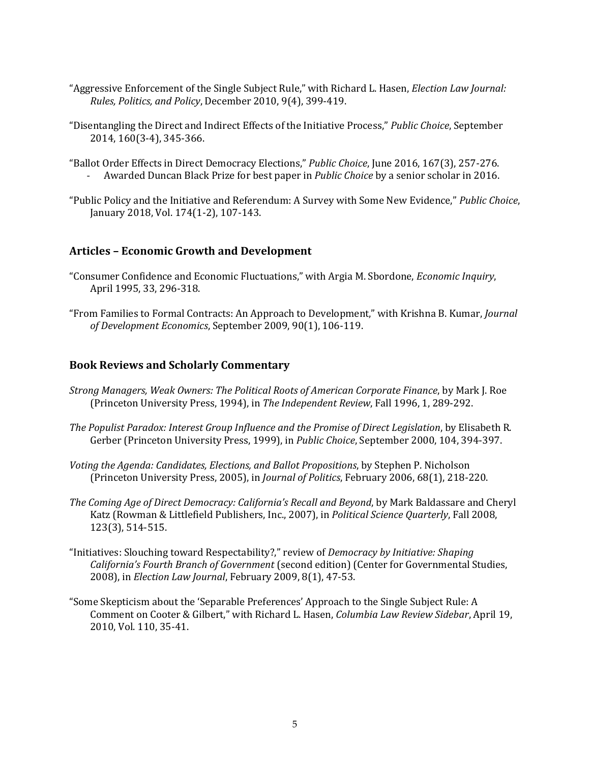"Aggressive Enforcement of the Single Subject Rule," with Richard L. Hasen, *Election Law Journal: Rules, Politics, and Policy*, December 2010, 9(4), 399-419.

"Disentangling the Direct and Indirect Effects of the Initiative Process," *Public Choice*, September 2014, 160(3-4), 345-366.

"Ballot Order Effects in Direct Democracy Elections," *Public Choice*, June 2016, 167(3), 257-276.
- Awarded Duncan Black Prize for best paper in *Public Choice* by a senior scholar in 2016.

"Public Policy and the Initiative and Referendum: A Survey with Some New Evidence," *Public Choice*, January 2018, Vol. 174(1-2), 107-143.

## Articles – Economic Growth and Development

"Consumer Confidence and Economic Fluctuations," with Argia M. Sbordone, *Economic Inquiry*, April 1995, 33, 296-318.

"From Families to Formal Contracts: An Approach to Development," with Krishna B. Kumar, *Journal of Development Economics*, September 2009, 90(1), 106-119.

## Book Reviews and Scholarly Commentary

*Strong Managers, Weak Owners: The Political Roots of American Corporate Finance*, by Mark J. Roe (Princeton University Press, 1994), in *The Independent Review*, Fall 1996, 1, 289-292.

*The Populist Paradox: Interest Group Influence and the Promise of Direct Legislation*, by Elisabeth R. Gerber (Princeton University Press, 1999), in *Public Choice*, September 2000, 104, 394-397.

*Voting the Agenda: Candidates, Elections, and Ballot Propositions*, by Stephen P. Nicholson (Princeton University Press, 2005), in *Journal of Politics*, February 2006, 68(1), 218-220.

*The Coming Age of Direct Democracy: California's Recall and Beyond*, by Mark Baldassare and Cheryl Katz (Rowman & Littlefield Publishers, Inc., 2007), in *Political Science Quarterly*, Fall 2008, 123(3), 514-515.

"Initiatives: Slouching toward Respectability?," review of *Democracy by Initiative: Shaping California's Fourth Branch of Government* (second edition) (Center for Governmental Studies, 2008), in *Election Law Journal*, February 2009, 8(1), 47-53.

"Some Skepticism about the 'Separable Preferences' Approach to the Single Subject Rule: A Comment on Cooter & Gilbert," with Richard L. Hasen, *Columbia Law Review Sidebar*, April 19, 2010, Vol. 110, 35-41.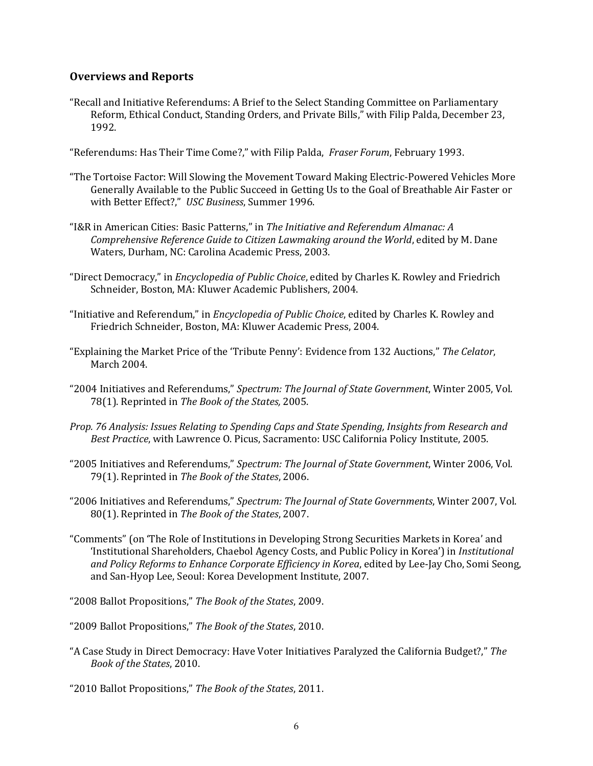### Overviews and Reports

"Recall and Initiative Referendums: A Brief to the Select Standing Committee on Parliamentary Reform, Ethical Conduct, Standing Orders, and Private Bills," with Filip Palda, December 23, 1992.

"Referendums: Has Their Time Come?," with Filip Palda, *Fraser Forum*, February 1993.

"The Tortoise Factor: Will Slowing the Movement Toward Making Electric-Powered Vehicles More Generally Available to the Public Succeed in Getting Us to the Goal of Breathable Air Faster or with Better Effect?," *USC Business*, Summer 1996.

"I&R in American Cities: Basic Patterns," in *The Initiative and Referendum Almanac: A Comprehensive Reference Guide to Citizen Lawmaking around the World*, edited by M. Dane Waters, Durham, NC: Carolina Academic Press, 2003.

"Direct Democracy," in *Encyclopedia of Public Choice*, edited by Charles K. Rowley and Friedrich Schneider, Boston, MA: Kluwer Academic Publishers, 2004.

"Initiative and Referendum," in *Encyclopedia of Public Choice*, edited by Charles K. Rowley and Friedrich Schneider, Boston, MA: Kluwer Academic Press, 2004.

"Explaining the Market Price of the 'Tribute Penny': Evidence from 132 Auctions," *The Celator*, March 2004.

"2004 Initiatives and Referendums," *Spectrum: The Journal of State Government*, Winter 2005, Vol. 78(1). Reprinted in *The Book of the States,* 2005.

*Prop. 76 Analysis: Issues Relating to Spending Caps and State Spending, Insights from Research and Best Practice*, with Lawrence O. Picus, Sacramento: USC California Policy Institute, 2005.

"2005 Initiatives and Referendums," *Spectrum: The Journal of State Government*, Winter 2006, Vol. 79(1). Reprinted in *The Book of the States*, 2006.

"2006 Initiatives and Referendums," *Spectrum: The Journal of State Governments*, Winter 2007, Vol. 80(1). Reprinted in *The Book of the States*, 2007.

"Comments" (on 'The Role of Institutions in Developing Strong Securities Markets in Korea' and 'Institutional Shareholders, Chaebol Agency Costs, and Public Policy in Korea') in *Institutional and Policy Reforms to Enhance Corporate Efficiency in Korea*, edited by Lee-Jay Cho, Somi Seong, and San-Hyop Lee, Seoul: Korea Development Institute, 2007.

"2008 Ballot Propositions," *The Book of the States*, 2009.

"2009 Ballot Propositions," *The Book of the States*, 2010.

"A Case Study in Direct Democracy: Have Voter Initiatives Paralyzed the California Budget?," *The Book of the States*, 2010.

"2010 Ballot Propositions," *The Book of the States*, 2011.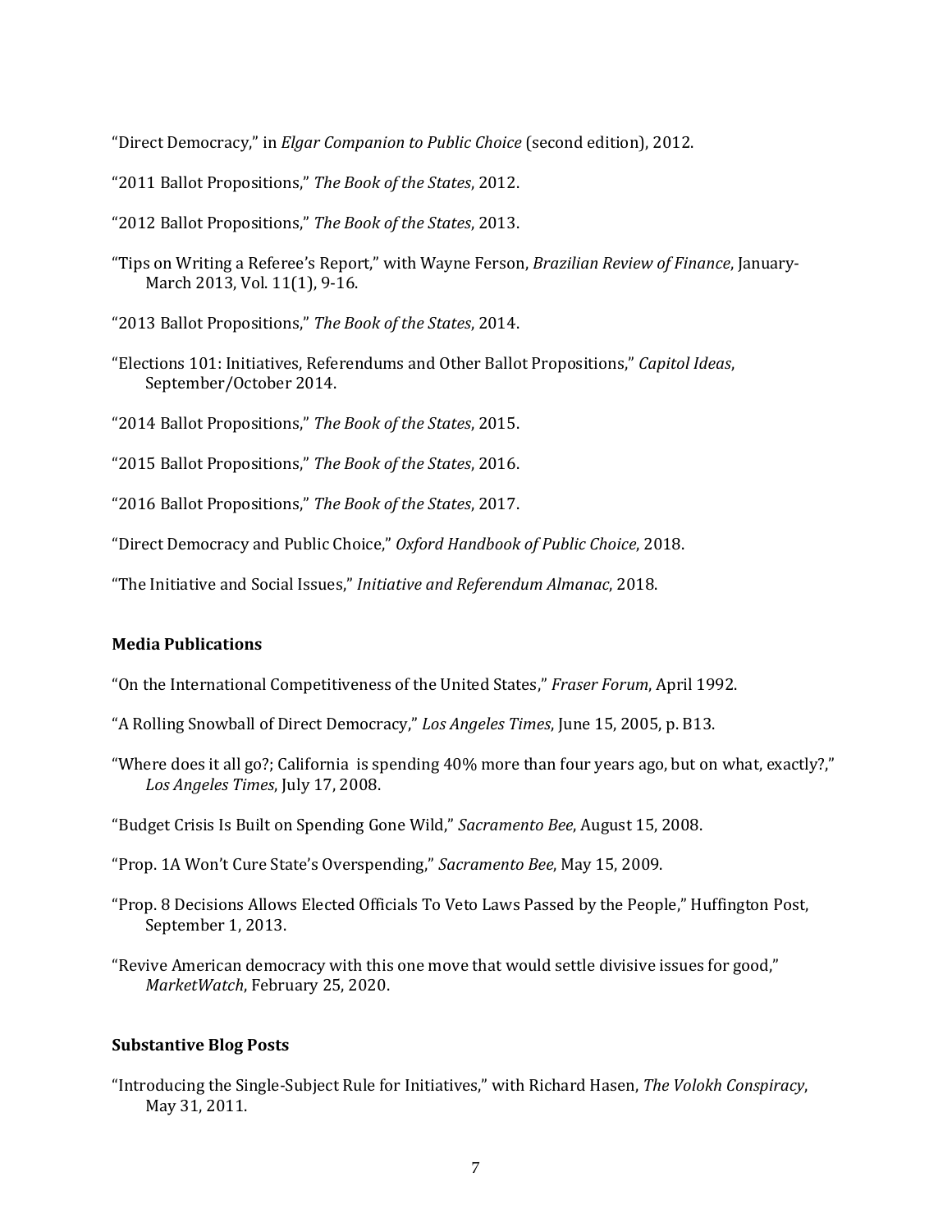"Direct Democracy," in *Elgar Companion to Public Choice* (second edition), 2012.

"2011 Ballot Propositions," *The Book of the States*, 2012.

"2012 Ballot Propositions," *The Book of the States*, 2013.

"Tips on Writing a Referee's Report," with Wayne Ferson, *Brazilian Review of Finance*, January-March 2013, Vol. 11(1), 9-16.

"2013 Ballot Propositions," *The Book of the States*, 2014.

"Elections 101: Initiatives, Referendums and Other Ballot Propositions," *Capitol Ideas*, September/October 2014.

"2014 Ballot Propositions," *The Book of the States*, 2015.

"2015 Ballot Propositions," *The Book of the States*, 2016.

"2016 Ballot Propositions," *The Book of the States*, 2017.

"Direct Democracy and Public Choice," *Oxford Handbook of Public Choice*, 2018.

"The Initiative and Social Issues," *Initiative and Referendum Almanac*, 2018.

### Media Publications

"On the International Competitiveness of the United States," *Fraser Forum*, April 1992.

"A Rolling Snowball of Direct Democracy," *Los Angeles Times*, June 15, 2005, p. B13.

"Where does it all go?; California is spending 40% more than four years ago, but on what, exactly?," *Los Angeles Times*, July 17, 2008.

"Budget Crisis Is Built on Spending Gone Wild," *Sacramento Bee*, August 15, 2008.

"Prop. 1A Won't Cure State's Overspending," *Sacramento Bee*, May 15, 2009.

"Prop. 8 Decisions Allows Elected Officials To Veto Laws Passed by the People," Huffington Post, September 1, 2013.

"Revive American democracy with this one move that would settle divisive issues for good," *MarketWatch*, February 25, 2020.

### Substantive Blog Posts

"Introducing the Single-Subject Rule for Initiatives," with Richard Hasen, *The Volokh Conspiracy*, May 31, 2011.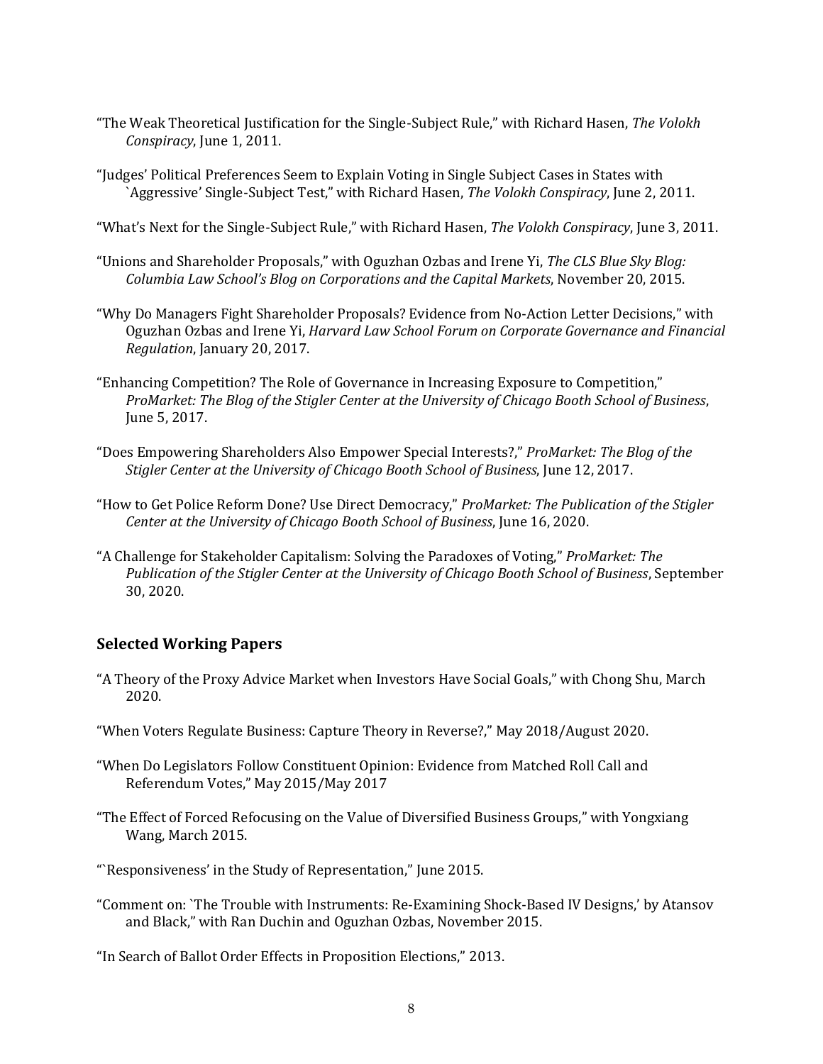“The Weak Theoretical Justification for the Single-Subject Rule,” with Richard Hasen, *The Volokh Conspiracy*, June 1, 2011.

“Judges’ Political Preferences Seem to Explain Voting in Single Subject Cases in States with `Aggressive’ Single-Subject Test,” with Richard Hasen, *The Volokh Conspiracy*, June 2, 2011.

“What’s Next for the Single-Subject Rule,” with Richard Hasen, *The Volokh Conspiracy*, June 3, 2011.

“Unions and Shareholder Proposals,” with Oguzhan Ozbas and Irene Yi, *The CLS Blue Sky Blog: Columbia Law School’s Blog on Corporations and the Capital Markets*, November 20, 2015.

“Why Do Managers Fight Shareholder Proposals? Evidence from No-Action Letter Decisions,” with Oguzhan Ozbas and Irene Yi, *Harvard Law School Forum on Corporate Governance and Financial Regulation*, January 20, 2017.

“Enhancing Competition? The Role of Governance in Increasing Exposure to Competition,” *ProMarket: The Blog of the Stigler Center at the University of Chicago Booth School of Business*, June 5, 2017.

“Does Empowering Shareholders Also Empower Special Interests?,” *ProMarket: The Blog of the Stigler Center at the University of Chicago Booth School of Business*, June 12, 2017.

“How to Get Police Reform Done? Use Direct Democracy,” *ProMarket: The Publication of the Stigler Center at the University of Chicago Booth School of Business*, June 16, 2020.

“A Challenge for Stakeholder Capitalism: Solving the Paradoxes of Voting,” *ProMarket: The Publication of the Stigler Center at the University of Chicago Booth School of Business*, September 30, 2020.

## Selected Working Papers

“A Theory of the Proxy Advice Market when Investors Have Social Goals,” with Chong Shu, March 2020.

“When Voters Regulate Business: Capture Theory in Reverse?,” May 2018/August 2020.

“When Do Legislators Follow Constituent Opinion: Evidence from Matched Roll Call and Referendum Votes,” May 2015/May 2017

“The Effect of Forced Refocusing on the Value of Diversified Business Groups,” with Yongxiang Wang, March 2015.

“`Responsiveness’ in the Study of Representation,” June 2015.

“Comment on: `The Trouble with Instruments: Re-Examining Shock-Based IV Designs,’ by Atansov and Black,” with Ran Duchin and Oguzhan Ozbas, November 2015.

“In Search of Ballot Order Effects in Proposition Elections,” 2013.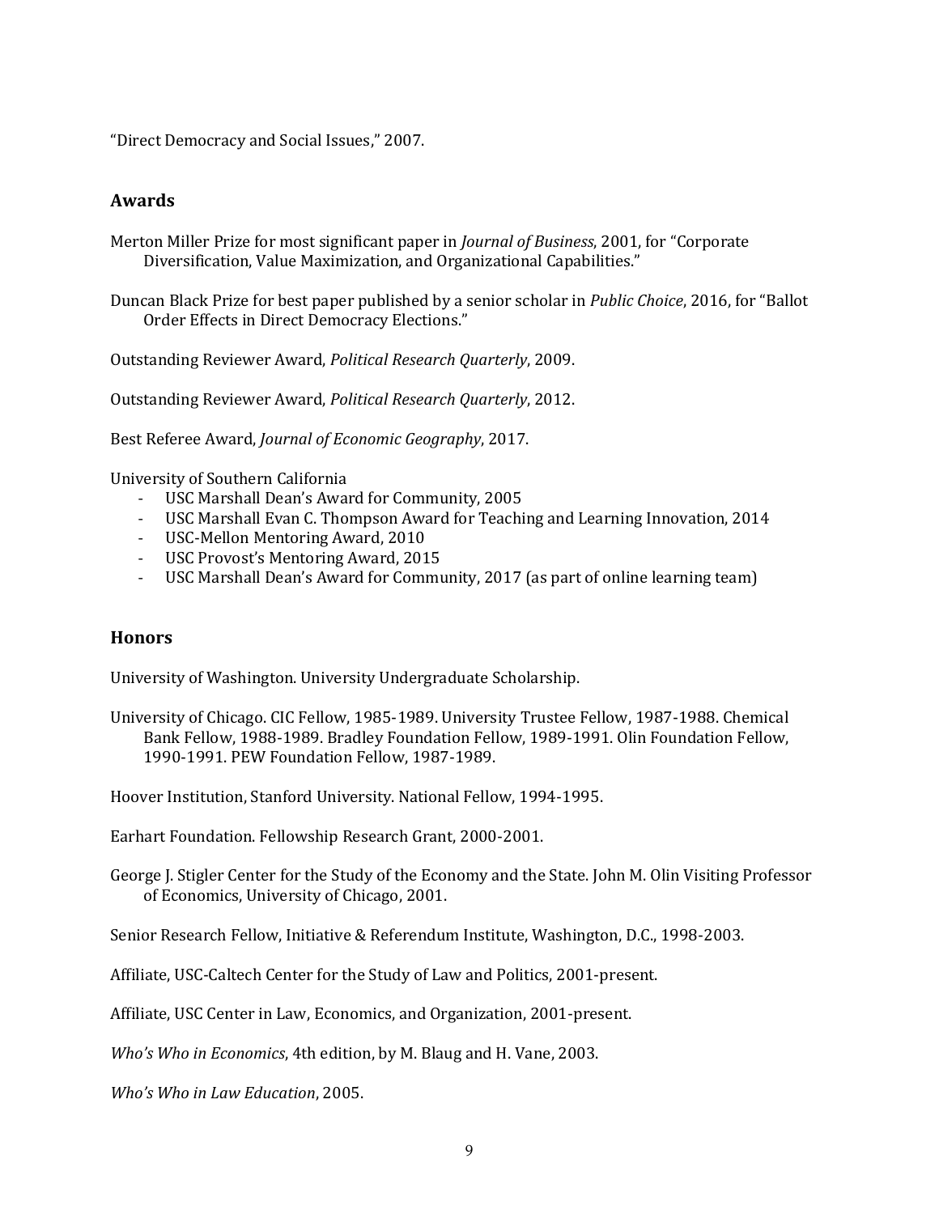"Direct Democracy and Social Issues," 2007.

## Awards

Merton Miller Prize for most significant paper in *Journal of Business*, 2001, for "Corporate Diversification, Value Maximization, and Organizational Capabilities."

Duncan Black Prize for best paper published by a senior scholar in *Public Choice*, 2016, for "Ballot Order Effects in Direct Democracy Elections."

Outstanding Reviewer Award, *Political Research Quarterly*, 2009.

Outstanding Reviewer Award, *Political Research Quarterly*, 2012.

Best Referee Award, *Journal of Economic Geography*, 2017.

University of Southern California

- USC Marshall Dean's Award for Community, 2005
- USC Marshall Evan C. Thompson Award for Teaching and Learning Innovation, 2014
- USC-Mellon Mentoring Award, 2010
- USC Provost's Mentoring Award, 2015
- USC Marshall Dean's Award for Community, 2017 (as part of online learning team)

## Honors

University of Washington. University Undergraduate Scholarship.

University of Chicago. CIC Fellow, 1985-1989. University Trustee Fellow, 1987-1988. Chemical Bank Fellow, 1988-1989. Bradley Foundation Fellow, 1989-1991. Olin Foundation Fellow, 1990-1991. PEW Foundation Fellow, 1987-1989.

Hoover Institution, Stanford University. National Fellow, 1994-1995.

Earhart Foundation. Fellowship Research Grant, 2000-2001.

George J. Stigler Center for the Study of the Economy and the State. John M. Olin Visiting Professor of Economics, University of Chicago, 2001.

Senior Research Fellow, Initiative & Referendum Institute, Washington, D.C., 1998-2003.

Affiliate, USC-Caltech Center for the Study of Law and Politics, 2001-present.

Affiliate, USC Center in Law, Economics, and Organization, 2001-present.

*Who's Who in Economics*, 4th edition, by M. Blaug and H. Vane, 2003.

*Who's Who in Law Education*, 2005.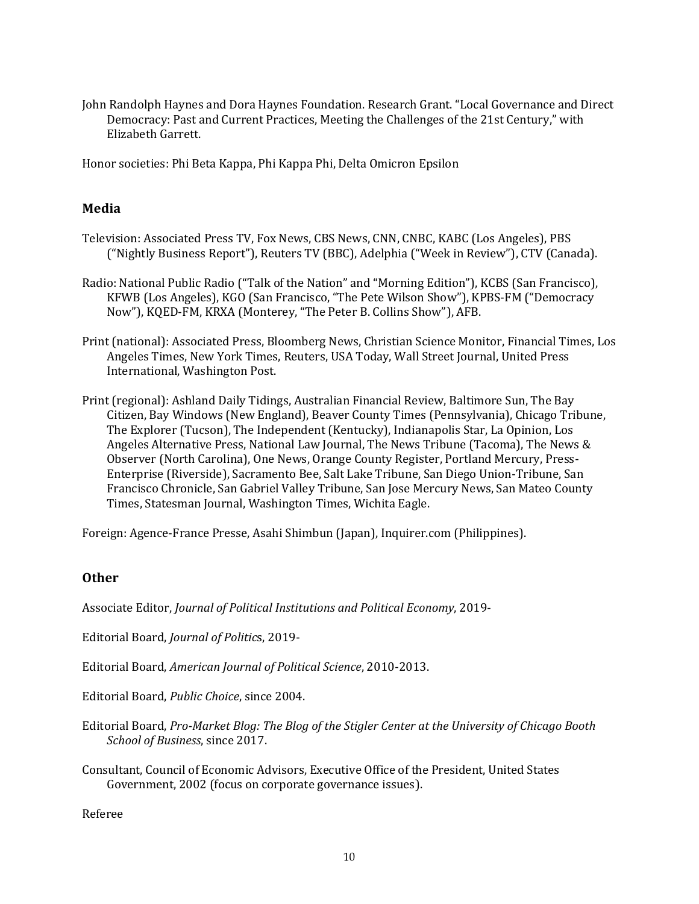John Randolph Haynes and Dora Haynes Foundation. Research Grant. "Local Governance and Direct Democracy: Past and Current Practices, Meeting the Challenges of the 21st Century," with Elizabeth Garrett.

Honor societies: Phi Beta Kappa, Phi Kappa Phi, Delta Omicron Epsilon

## Media

Television: Associated Press TV, Fox News, CBS News, CNN, CNBC, KABC (Los Angeles), PBS ("Nightly Business Report"), Reuters TV (BBC), Adelphia ("Week in Review"), CTV (Canada).

Radio: National Public Radio ("Talk of the Nation" and "Morning Edition"), KCBS (San Francisco), KFWB (Los Angeles), KGO (San Francisco, "The Pete Wilson Show"), KPBS-FM ("Democracy Now"), KQED-FM, KRXA (Monterey, "The Peter B. Collins Show"), AFB.

Print (national): Associated Press, Bloomberg News, Christian Science Monitor, Financial Times, Los Angeles Times, New York Times, Reuters, USA Today, Wall Street Journal, United Press International, Washington Post.

Print (regional): Ashland Daily Tidings, Australian Financial Review, Baltimore Sun, The Bay Citizen, Bay Windows (New England), Beaver County Times (Pennsylvania), Chicago Tribune, The Explorer (Tucson), The Independent (Kentucky), Indianapolis Star, La Opinion, Los Angeles Alternative Press, National Law Journal, The News Tribune (Tacoma), The News & Observer (North Carolina), One News, Orange County Register, Portland Mercury, Press-Enterprise (Riverside), Sacramento Bee, Salt Lake Tribune, San Diego Union-Tribune, San Francisco Chronicle, San Gabriel Valley Tribune, San Jose Mercury News, San Mateo County Times, Statesman Journal, Washington Times, Wichita Eagle.

Foreign: Agence-France Presse, Asahi Shimbun (Japan), Inquirer.com (Philippines).

## Other

Associate Editor, *Journal of Political Institutions and Political Economy*, 2019-

Editorial Board, *Journal of Politics*, 2019-

Editorial Board, *American Journal of Political Science*, 2010-2013.

Editorial Board, *Public Choice*, since 2004.

Editorial Board, *Pro-Market Blog: The Blog of the Stigler Center at the University of Chicago Booth School of Business*, since 2017.

Consultant, Council of Economic Advisors, Executive Office of the President, United States Government, 2002 (focus on corporate governance issues).

Referee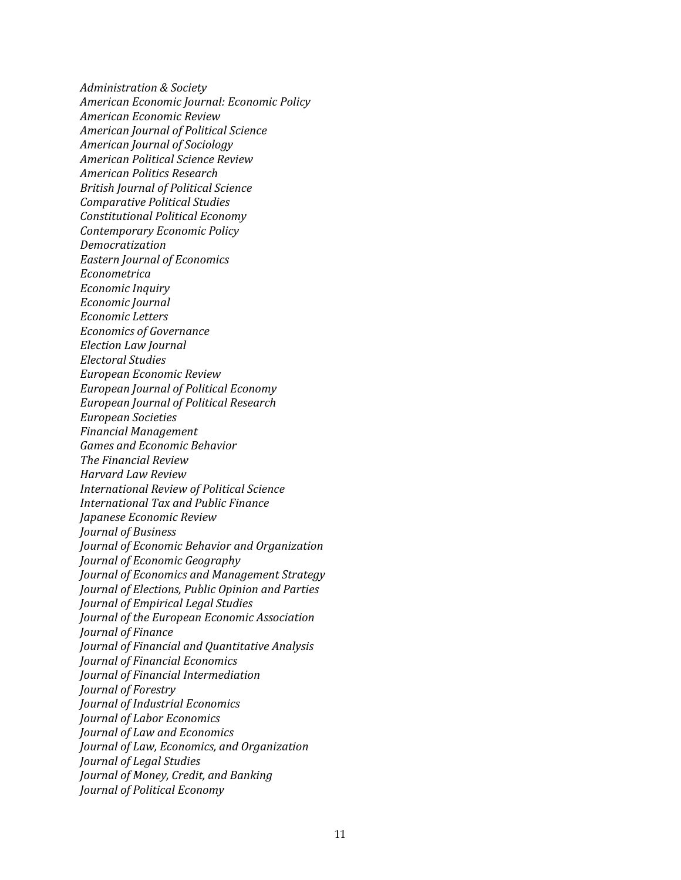*Administration & Society*
*American Economic Journal: Economic Policy*
*American Economic Review*
*American Journal of Political Science*
*American Journal of Sociology*
*American Political Science Review*
*American Politics Research*
*British Journal of Political Science*
*Comparative Political Studies*
*Constitutional Political Economy*
*Contemporary Economic Policy*
*Democratization*
*Eastern Journal of Economics*
*Econometrica*
*Economic Inquiry*
*Economic Journal*
*Economic Letters*
*Economics of Governance*
*Election Law Journal*
*Electoral Studies*
*European Economic Review*
*European Journal of Political Economy*
*European Journal of Political Research*
*European Societies*
*Financial Management*
*Games and Economic Behavior*
*The Financial Review*
*Harvard Law Review*
*International Review of Political Science*
*International Tax and Public Finance*
*Japanese Economic Review*
*Journal of Business*
*Journal of Economic Behavior and Organization*
*Journal of Economic Geography*
*Journal of Economics and Management Strategy*
*Journal of Elections, Public Opinion and Parties*
*Journal of Empirical Legal Studies*
*Journal of the European Economic Association*
*Journal of Finance*
*Journal of Financial and Quantitative Analysis*
*Journal of Financial Economics*
*Journal of Financial Intermediation*
*Journal of Forestry*
*Journal of Industrial Economics*
*Journal of Labor Economics*
*Journal of Law and Economics*
*Journal of Law, Economics, and Organization*
*Journal of Legal Studies*
*Journal of Money, Credit, and Banking*
*Journal of Political Economy*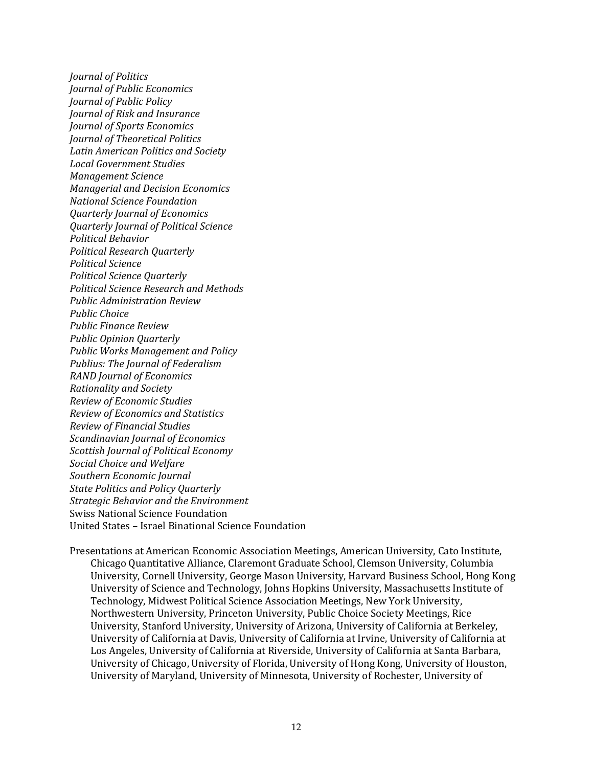*Journal of Politics*
*Journal of Public Economics*
*Journal of Public Policy*
*Journal of Risk and Insurance*
*Journal of Sports Economics*
*Journal of Theoretical Politics*
*Latin American Politics and Society*
*Local Government Studies*
*Management Science*
*Managerial and Decision Economics*
*National Science Foundation*
*Quarterly Journal of Economics*
*Quarterly Journal of Political Science*
*Political Behavior*
*Political Research Quarterly*
*Political Science*
*Political Science Quarterly*
*Political Science Research and Methods*
*Public Administration Review*
*Public Choice*
*Public Finance Review*
*Public Opinion Quarterly*
*Public Works Management and Policy*
*Publius: The Journal of Federalism*
*RAND Journal of Economics*
*Rationality and Society*
*Review of Economic Studies*
*Review of Economics and Statistics*
*Review of Financial Studies*
*Scandinavian Journal of Economics*
*Scottish Journal of Political Economy*
*Social Choice and Welfare*
*Southern Economic Journal*
*State Politics and Policy Quarterly*
*Strategic Behavior and the Environment*
Swiss National Science Foundation
United States – Israel Binational Science Foundation

Presentations at American Economic Association Meetings, American University, Cato Institute, Chicago Quantitative Alliance, Claremont Graduate School, Clemson University, Columbia University, Cornell University, George Mason University, Harvard Business School, Hong Kong University of Science and Technology, Johns Hopkins University, Massachusetts Institute of Technology, Midwest Political Science Association Meetings, New York University, Northwestern University, Princeton University, Public Choice Society Meetings, Rice University, Stanford University, University of Arizona, University of California at Berkeley, University of California at Davis, University of California at Irvine, University of California at Los Angeles, University of California at Riverside, University of California at Santa Barbara, University of Chicago, University of Florida, University of Hong Kong, University of Houston, University of Maryland, University of Minnesota, University of Rochester, University of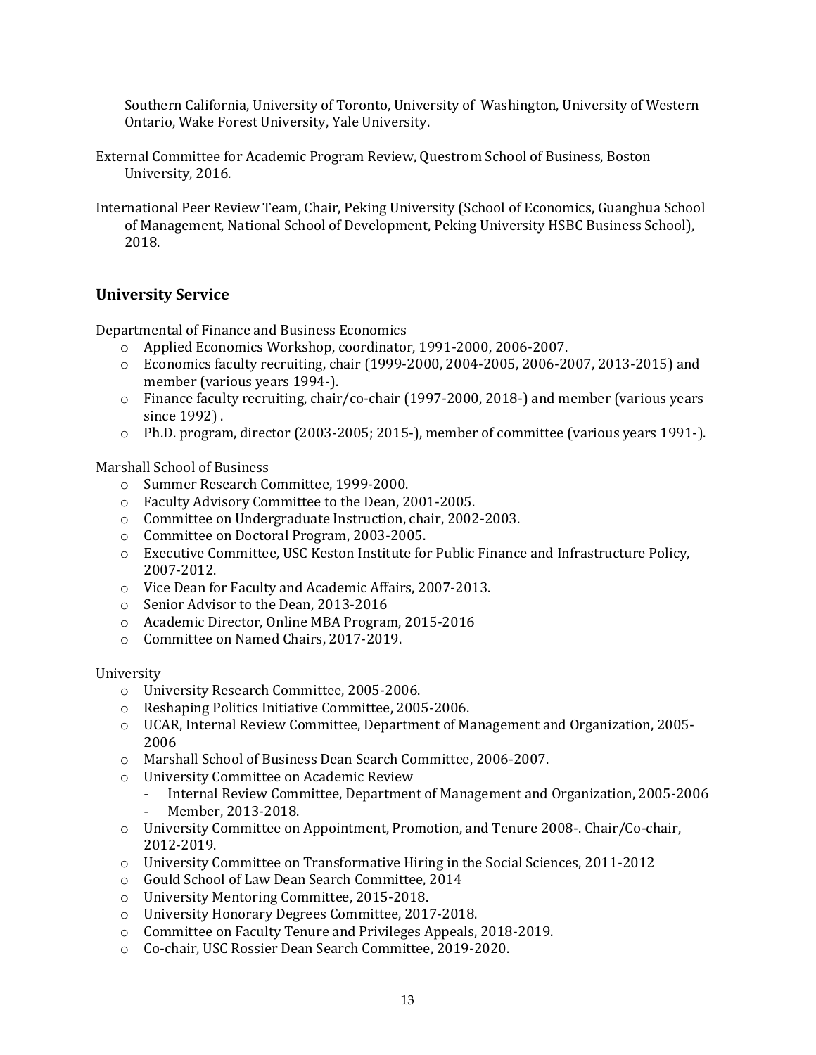Southern California, University of Toronto, University of Washington, University of Western Ontario, Wake Forest University, Yale University.

External Committee for Academic Program Review, Questrom School of Business, Boston University, 2016.

International Peer Review Team, Chair, Peking University (School of Economics, Guanghua School of Management, National School of Development, Peking University HSBC Business School), 2018.

## University Service

Departmental of Finance and Business Economics

- Applied Economics Workshop, coordinator, 1991-2000, 2006-2007.
- Economics faculty recruiting, chair (1999-2000, 2004-2005, 2006-2007, 2013-2015) and member (various years 1994-).
- Finance faculty recruiting, chair/co-chair (1997-2000, 2018-) and member (various years since 1992) .
- Ph.D. program, director (2003-2005; 2015-), member of committee (various years 1991-).

Marshall School of Business

- Summer Research Committee, 1999-2000.
- Faculty Advisory Committee to the Dean, 2001-2005.
- Committee on Undergraduate Instruction, chair, 2002-2003.
- Committee on Doctoral Program, 2003-2005.
- Executive Committee, USC Keston Institute for Public Finance and Infrastructure Policy, 2007-2012.
- Vice Dean for Faculty and Academic Affairs, 2007-2013.
- Senior Advisor to the Dean, 2013-2016
- Academic Director, Online MBA Program, 2015-2016
- Committee on Named Chairs, 2017-2019.

University

- University Research Committee, 2005-2006.
- Reshaping Politics Initiative Committee, 2005-2006.
- UCAR, Internal Review Committee, Department of Management and Organization, 2005-2006
- Marshall School of Business Dean Search Committee, 2006-2007.
- University Committee on Academic Review
  - Internal Review Committee, Department of Management and Organization, 2005-2006
  - Member, 2013-2018.
- University Committee on Appointment, Promotion, and Tenure 2008-. Chair/Co-chair, 2012-2019.
- University Committee on Transformative Hiring in the Social Sciences, 2011-2012
- Gould School of Law Dean Search Committee, 2014
- University Mentoring Committee, 2015-2018.
- University Honorary Degrees Committee, 2017-2018.
- Committee on Faculty Tenure and Privileges Appeals, 2018-2019.
- Co-chair, USC Rossier Dean Search Committee, 2019-2020.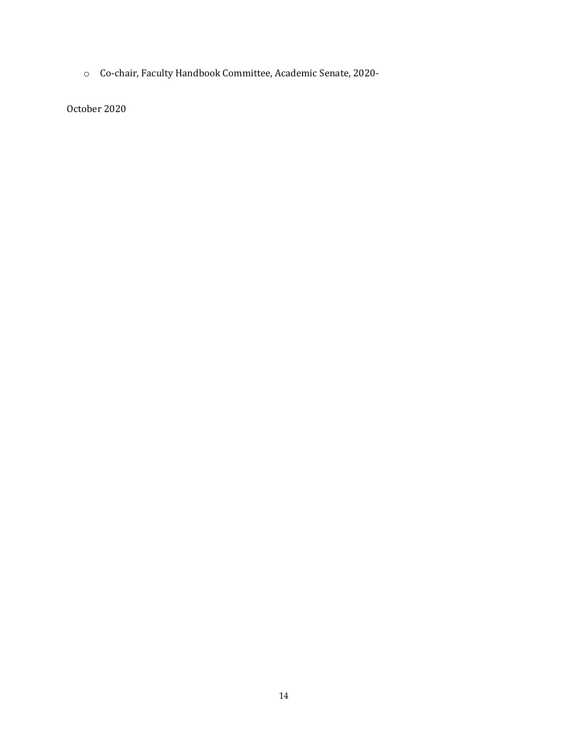- Co-chair, Faculty Handbook Committee, Academic Senate, 2020-

October 2020